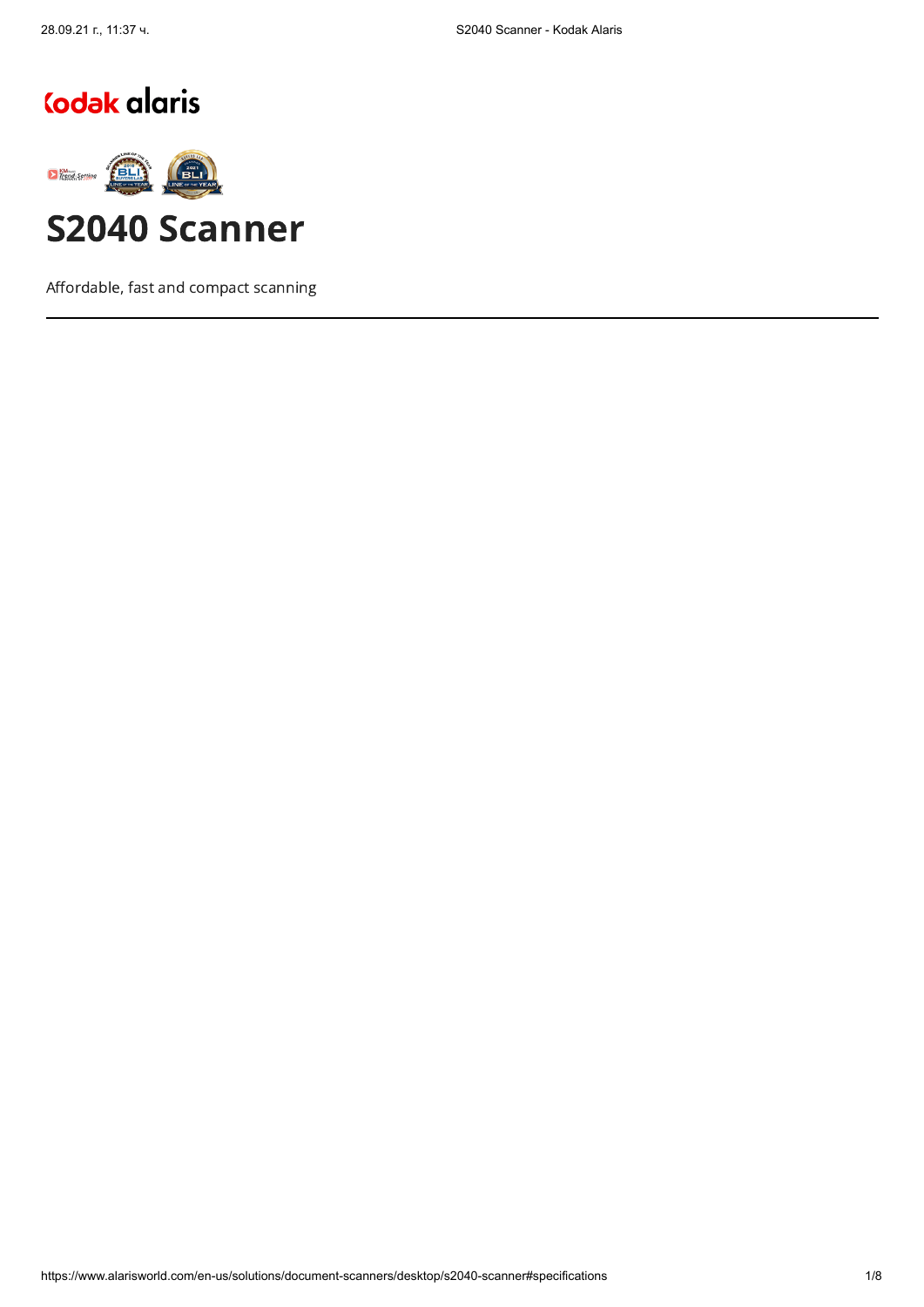# S2040 Scanner

Affordable, fast and compact scanning

---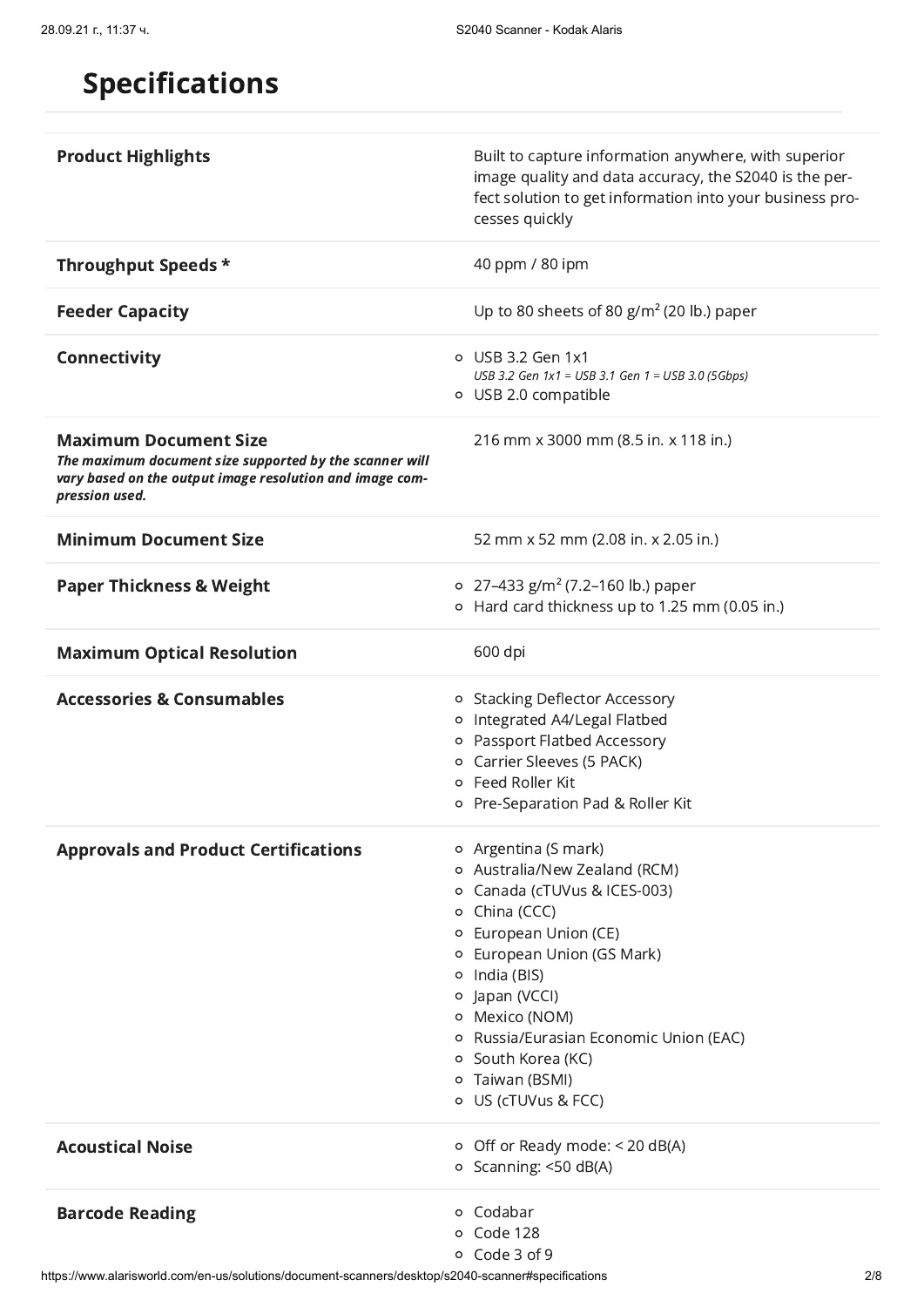# Specifications

| | |
|---|---|
| **Product Highlights** | Built to capture information anywhere, with superior image quality and data accuracy, the S2040 is the perfect solution to get information into your business processes quickly |
| **Throughput Speeds *** | 40 ppm / 80 ipm |
| **Feeder Capacity** | Up to 80 sheets of 80 g/m² (20 lb.) paper |
| **Connectivity** | ◦ USB 3.2 Gen 1x1<br>*USB 3.2 Gen 1x1 = USB 3.1 Gen 1 = USB 3.0 (5Gbps)*<br>◦ USB 2.0 compatible |
| **Maximum Document Size**<br>***The maximum document size supported by the scanner will vary based on the output image resolution and image compression used.*** | 216 mm x 3000 mm (8.5 in. x 118 in.) |
| **Minimum Document Size** | 52 mm x 52 mm (2.08 in. x 2.05 in.) |
| **Paper Thickness & Weight** | ◦ 27–433 g/m² (7.2–160 lb.) paper<br>◦ Hard card thickness up to 1.25 mm (0.05 in.) |
| **Maximum Optical Resolution** | 600 dpi |
| **Accessories & Consumables** | ◦ Stacking Deflector Accessory<br>◦ Integrated A4/Legal Flatbed<br>◦ Passport Flatbed Accessory<br>◦ Carrier Sleeves (5 PACK)<br>◦ Feed Roller Kit<br>◦ Pre-Separation Pad & Roller Kit |
| **Approvals and Product Certifications** | ◦ Argentina (S mark)<br>◦ Australia/New Zealand (RCM)<br>◦ Canada (cTUVus & ICES-003)<br>◦ China (CCC)<br>◦ European Union (CE)<br>◦ European Union (GS Mark)<br>◦ India (BIS)<br>◦ Japan (VCCI)<br>◦ Mexico (NOM)<br>◦ Russia/Eurasian Economic Union (EAC)<br>◦ South Korea (KC)<br>◦ Taiwan (BSMI)<br>◦ US (cTUVus & FCC) |
| **Acoustical Noise** | ◦ Off or Ready mode: < 20 dB(A)<br>◦ Scanning: <50 dB(A) |
| **Barcode Reading** | ◦ Codabar<br>◦ Code 128<br>◦ Code 3 of 9 |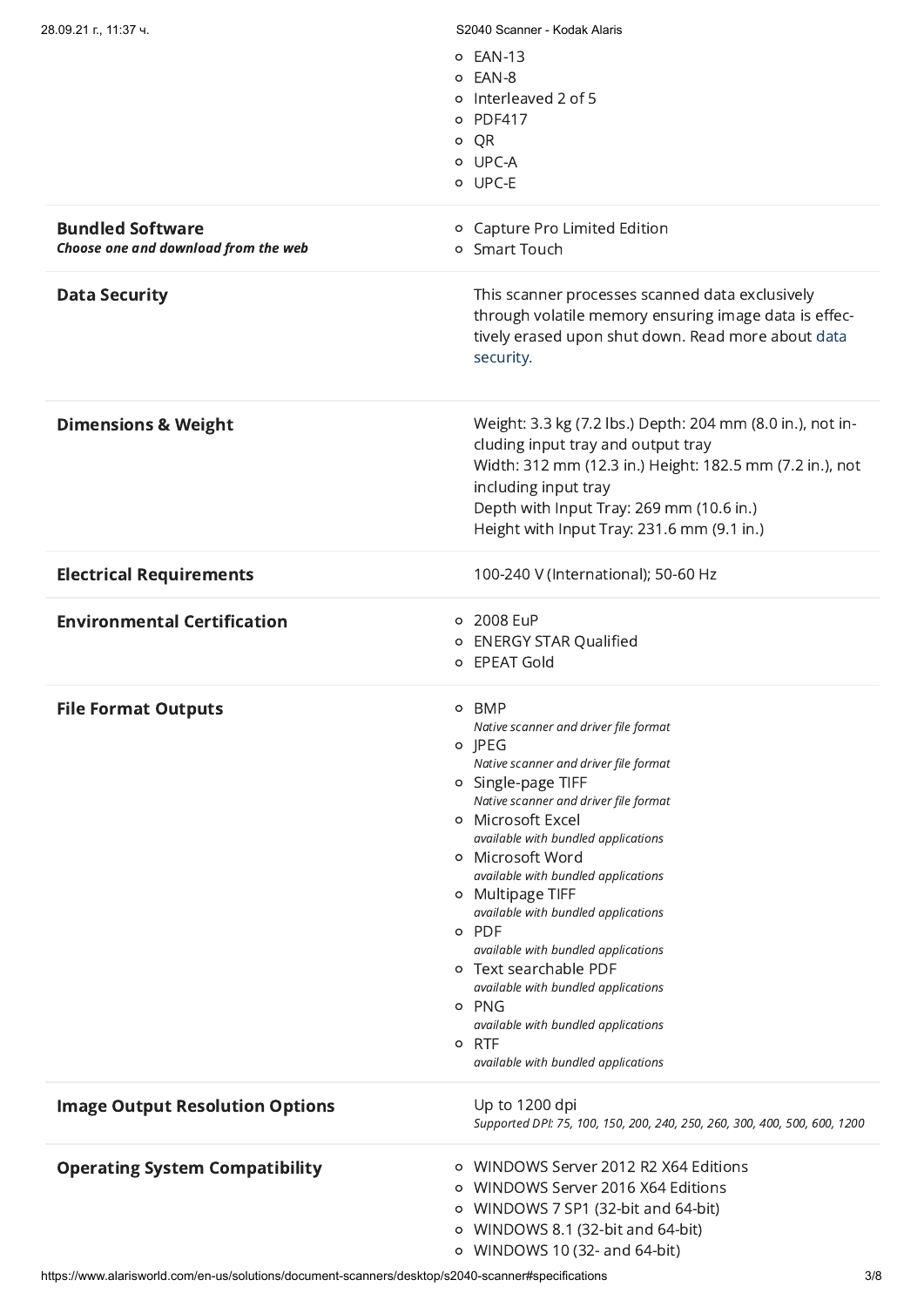- EAN-13
- EAN-8
- Interleaved 2 of 5
- PDF417
- QR
- UPC-A
- UPC-E

| | |
|---|---|
| **Bundled Software** ***Choose one and download from the web*** | <ul><li>Capture Pro Limited Edition</li><li>Smart Touch</li></ul> |
| **Data Security** | This scanner processes scanned data exclusively through volatile memory ensuring image data is effectively erased upon shut down. Read more about data security. |
| **Dimensions & Weight** | Weight: 3.3 kg (7.2 lbs.) Depth: 204 mm (8.0 in.), not including input tray and output tray<br>Width: 312 mm (12.3 in.) Height: 182.5 mm (7.2 in.), not including input tray<br>Depth with Input Tray: 269 mm (10.6 in.)<br>Height with Input Tray: 231.6 mm (9.1 in.) |
| **Electrical Requirements** | 100-240 V (International); 50-60 Hz |
| **Environmental Certification** | <ul><li>2008 EuP</li><li>ENERGY STAR Qualified</li><li>EPEAT Gold</li></ul> |
| **File Format Outputs** | <ul><li>BMP *Native scanner and driver file format*</li><li>JPEG *Native scanner and driver file format*</li><li>Single-page TIFF *Native scanner and driver file format*</li><li>Microsoft Excel *available with bundled applications*</li><li>Microsoft Word *available with bundled applications*</li><li>Multipage TIFF *available with bundled applications*</li><li>PDF *available with bundled applications*</li><li>Text searchable PDF *available with bundled applications*</li><li>PNG *available with bundled applications*</li><li>RTF *available with bundled applications*</li></ul> |
| **Image Output Resolution Options** | Up to 1200 dpi<br>*Supported DPI: 75, 100, 150, 200, 240, 250, 260, 300, 400, 500, 600, 1200* |
| **Operating System Compatibility** | <ul><li>WINDOWS Server 2012 R2 X64 Editions</li><li>WINDOWS Server 2016 X64 Editions</li><li>WINDOWS 7 SP1 (32-bit and 64-bit)</li><li>WINDOWS 8.1 (32-bit and 64-bit)</li><li>WINDOWS 10 (32- and 64-bit)</li></ul> |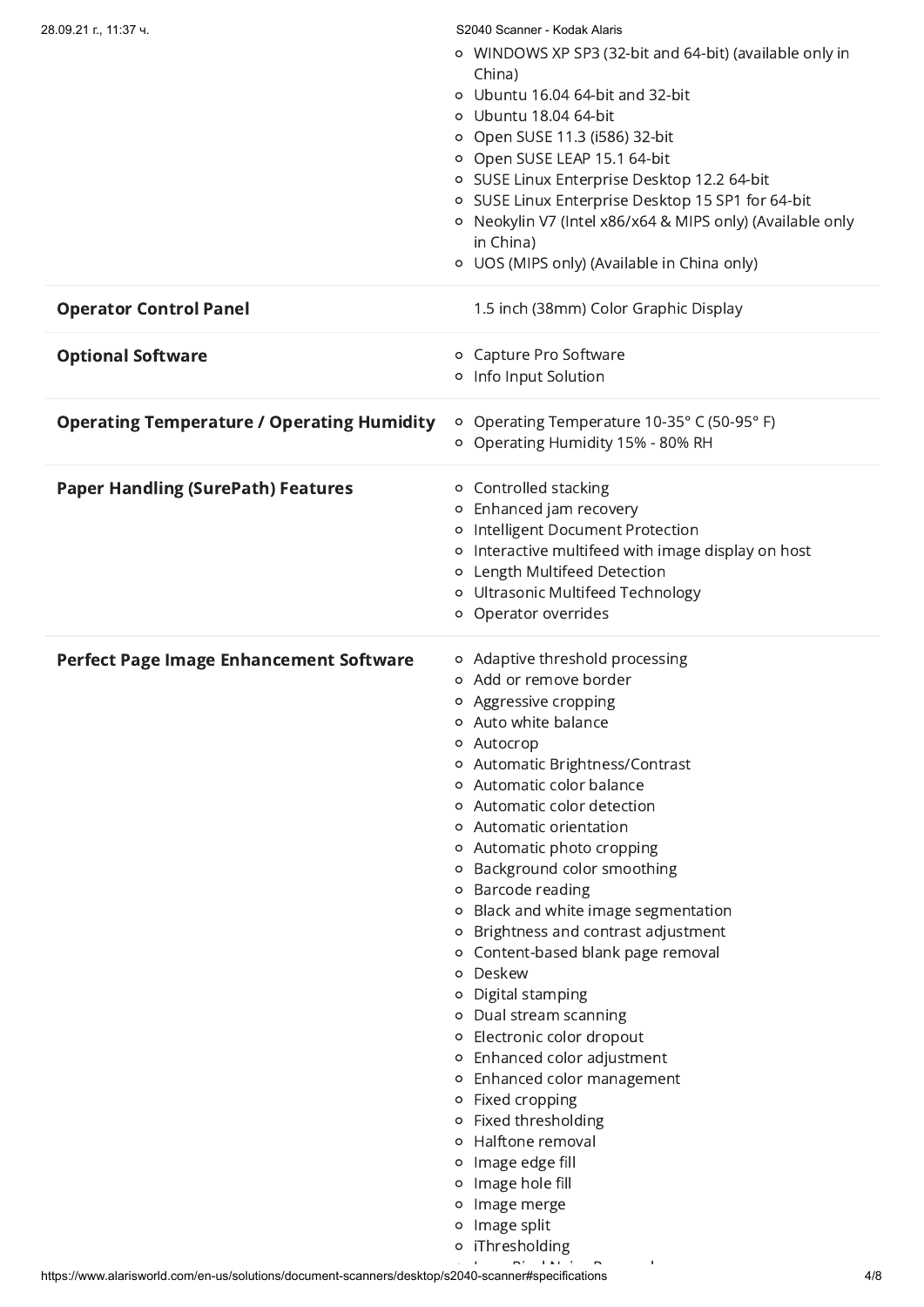- WINDOWS XP SP3 (32-bit and 64-bit) (available only in China)
- Ubuntu 16.04 64-bit and 32-bit
- Ubuntu 18.04 64-bit
- Open SUSE 11.3 (i586) 32-bit
- Open SUSE LEAP 15.1 64-bit
- SUSE Linux Enterprise Desktop 12.2 64-bit
- SUSE Linux Enterprise Desktop 15 SP1 for 64-bit
- Neokylin V7 (Intel x86/x64 & MIPS only) (Available only in China)
- UOS (MIPS only) (Available in China only)

| | |
|---|---|
| **Operator Control Panel** | 1.5 inch (38mm) Color Graphic Display |
| **Optional Software** | <ul><li>Capture Pro Software</li><li>Info Input Solution</li></ul> |
| **Operating Temperature / Operating Humidity** | <ul><li>Operating Temperature 10-35° C (50-95° F)</li><li>Operating Humidity 15% - 80% RH</li></ul> |
| **Paper Handling (SurePath) Features** | <ul><li>Controlled stacking</li><li>Enhanced jam recovery</li><li>Intelligent Document Protection</li><li>Interactive multifeed with image display on host</li><li>Length Multifeed Detection</li><li>Ultrasonic Multifeed Technology</li><li>Operator overrides</li></ul> |
| **Perfect Page Image Enhancement Software** | <ul><li>Adaptive threshold processing</li><li>Add or remove border</li><li>Aggressive cropping</li><li>Auto white balance</li><li>Autocrop</li><li>Automatic Brightness/Contrast</li><li>Automatic color balance</li><li>Automatic color detection</li><li>Automatic orientation</li><li>Automatic photo cropping</li><li>Background color smoothing</li><li>Barcode reading</li><li>Black and white image segmentation</li><li>Brightness and contrast adjustment</li><li>Content-based blank page removal</li><li>Deskew</li><li>Digital stamping</li><li>Dual stream scanning</li><li>Electronic color dropout</li><li>Enhanced color adjustment</li><li>Enhanced color management</li><li>Fixed cropping</li><li>Fixed thresholding</li><li>Halftone removal</li><li>Image edge fill</li><li>Image hole fill</li><li>Image merge</li><li>Image split</li><li>iThresholding</li></ul> |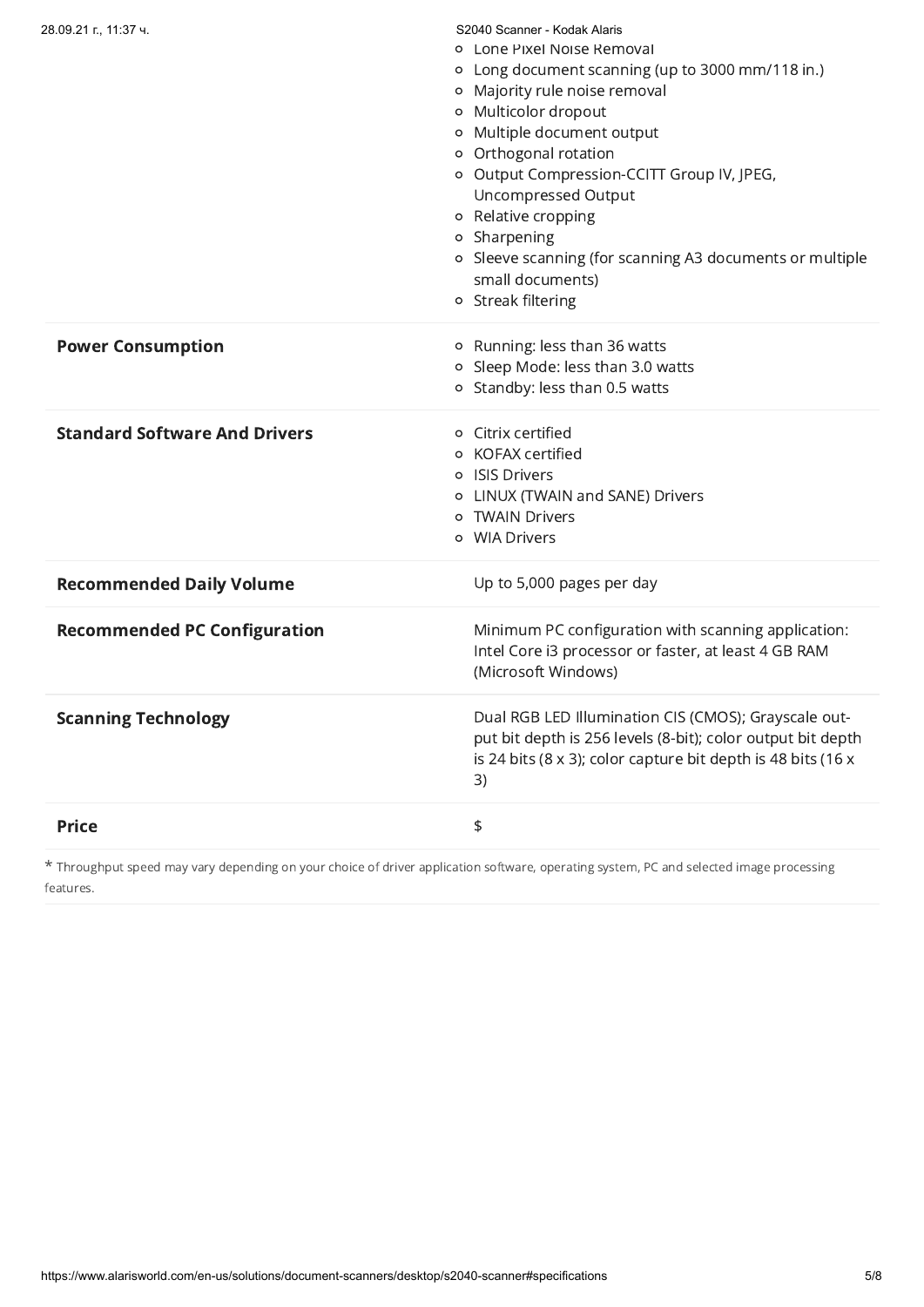| | |
|---|---|
| | - Lone Pixel Noise Removal<br>- Long document scanning (up to 3000 mm/118 in.)<br>- Majority rule noise removal<br>- Multicolor dropout<br>- Multiple document output<br>- Orthogonal rotation<br>- Output Compression-CCITT Group IV, JPEG, Uncompressed Output<br>- Relative cropping<br>- Sharpening<br>- Sleeve scanning (for scanning A3 documents or multiple small documents)<br>- Streak filtering |
| **Power Consumption** | - Running: less than 36 watts<br>- Sleep Mode: less than 3.0 watts<br>- Standby: less than 0.5 watts |
| **Standard Software And Drivers** | - Citrix certified<br>- KOFAX certified<br>- ISIS Drivers<br>- LINUX (TWAIN and SANE) Drivers<br>- TWAIN Drivers<br>- WIA Drivers |
| **Recommended Daily Volume** | Up to 5,000 pages per day |
| **Recommended PC Configuration** | Minimum PC configuration with scanning application: Intel Core i3 processor or faster, at least 4 GB RAM (Microsoft Windows) |
| **Scanning Technology** | Dual RGB LED Illumination CIS (CMOS); Grayscale output bit depth is 256 levels (8-bit); color output bit depth is 24 bits (8 x 3); color capture bit depth is 48 bits (16 x 3) |
| **Price** | $ |

* Throughput speed may vary depending on your choice of driver application software, operating system, PC and selected image processing features.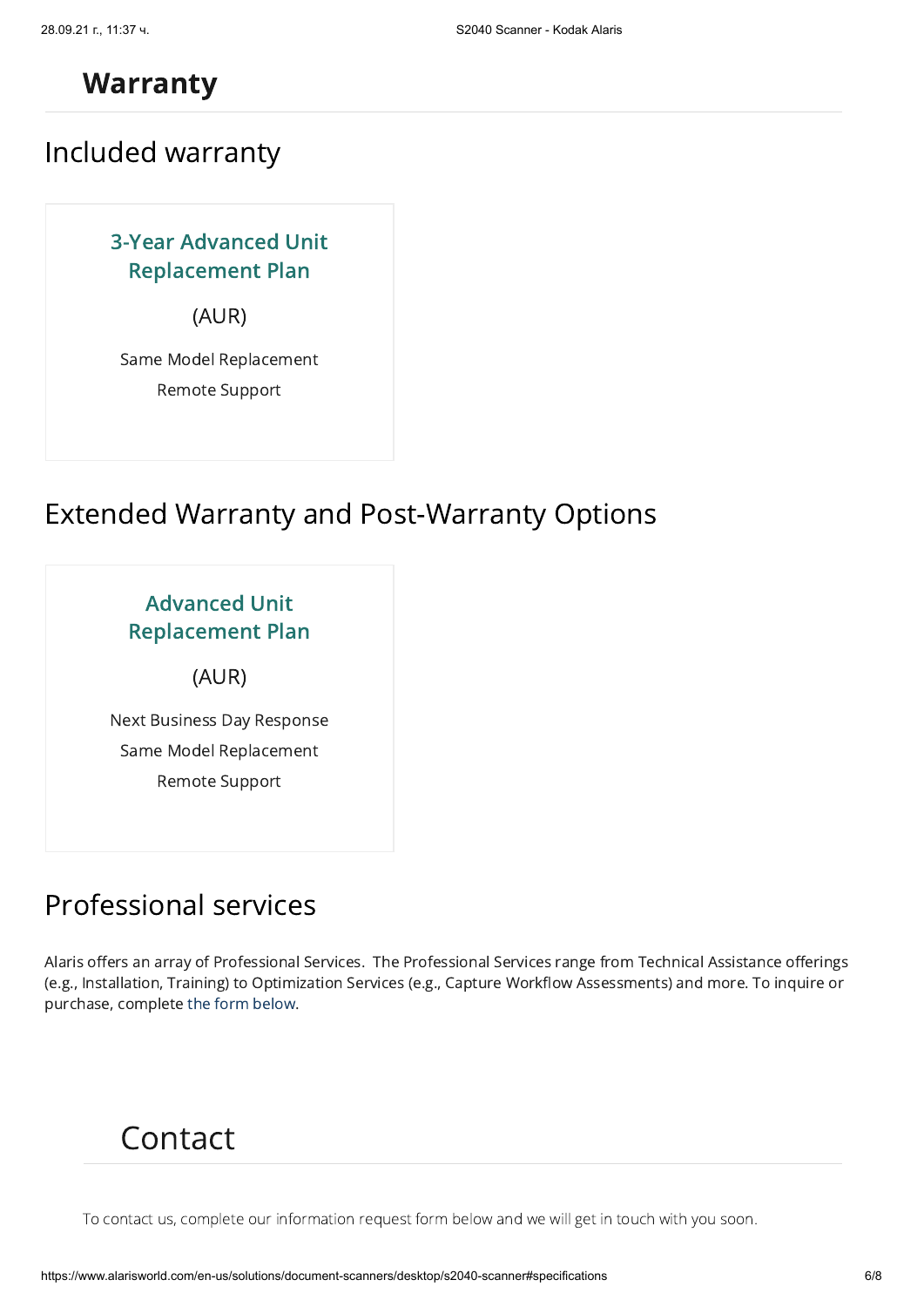# Warranty

## Included warranty

### 3-Year Advanced Unit Replacement Plan

(AUR)

Same Model Replacement

Remote Support

## Extended Warranty and Post-Warranty Options

### Advanced Unit Replacement Plan

(AUR)

Next Business Day Response

Same Model Replacement

Remote Support

## Professional services

Alaris offers an array of Professional Services. The Professional Services range from Technical Assistance offerings (e.g., Installation, Training) to Optimization Services (e.g., Capture Workflow Assessments) and more. To inquire or purchase, complete the form below.

# Contact

To contact us, complete our information request form below and we will get in touch with you soon.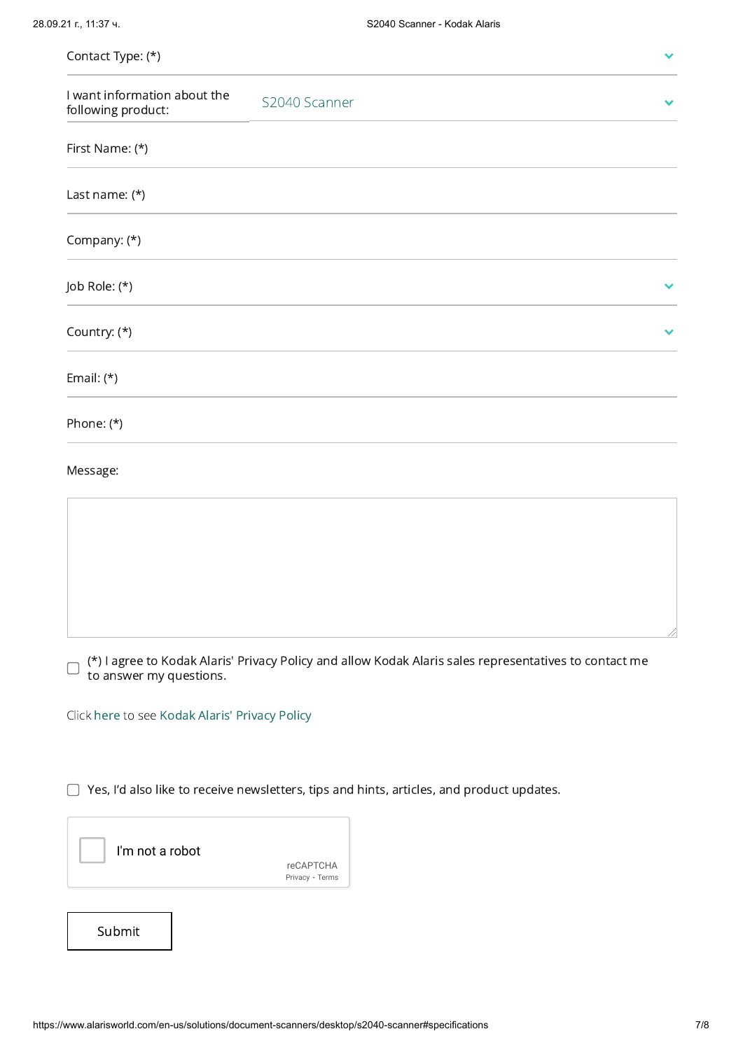Contact Type: (*)

I want information about the following product: S2040 Scanner

First Name: (*)

Last name: (*)

Company: (*)

Job Role: (*)

Country: (*)

Email: (*)

Phone: (*)

Message:

- [ ] (*) I agree to Kodak Alaris' Privacy Policy and allow Kodak Alaris sales representatives to contact me to answer my questions.

Click here to see Kodak Alaris' Privacy Policy

- [ ] Yes, I'd also like to receive newsletters, tips and hints, articles, and product updates.

I'm not a robot

reCAPTCHA
Privacy - Terms

Submit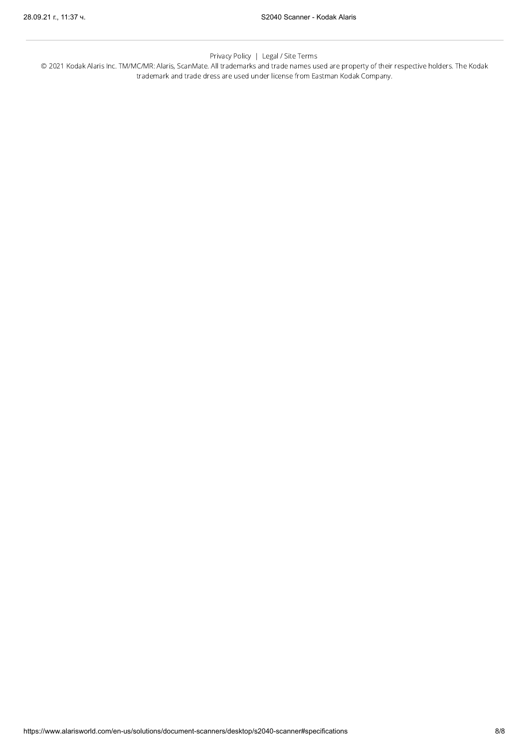Privacy Policy | Legal / Site Terms

© 2021 Kodak Alaris Inc. TM/MC/MR: Alaris, ScanMate. All trademarks and trade names used are property of their respective holders. The Kodak trademark and trade dress are used under license from Eastman Kodak Company.